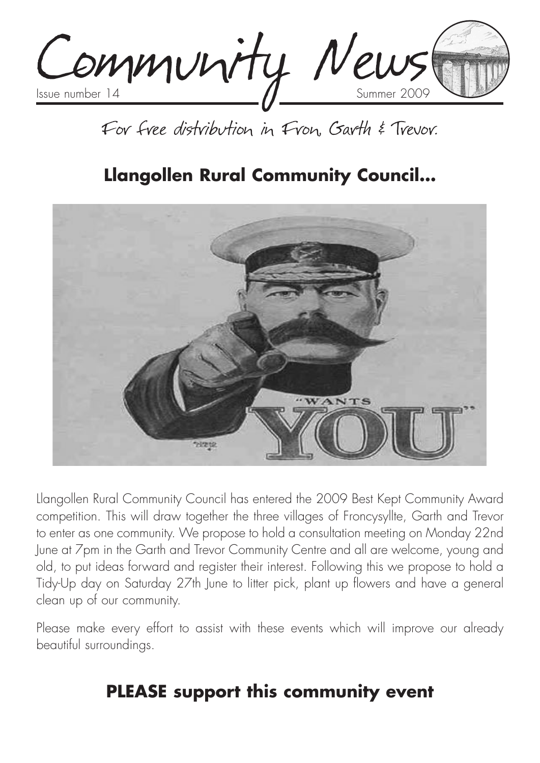# Community News

Issue number 14 Summer 2009

For free distribution in Fron, Garth & Trevor.

## Llangollen Rural Community Council...

"WANTS YOU"

Llangollen Rural Community Council has entered the 2009 Best Kept Community Award competition. This will draw together the three villages of Froncysyllte, Garth and Trevor to enter as one community. We propose to hold a consultation meeting on Monday 22nd June at 7pm in the Garth and Trevor Community Centre and all are welcome, young and old, to put ideas forward and register their interest. Following this we propose to hold a Tidy-Up day on Saturday 27th June to litter pick, plant up flowers and have a general clean up of our community.

Please make every effort to assist with these events which will improve our already beautiful surroundings.

## PLEASE support this community event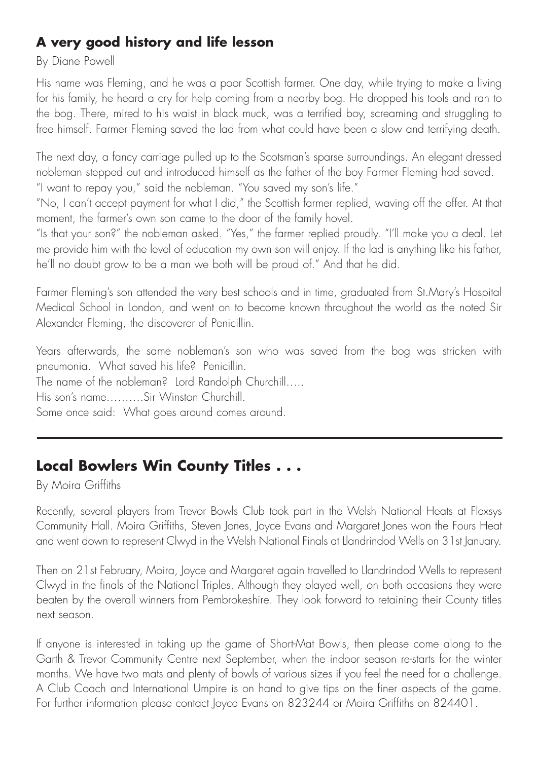## A very good history and life lesson

By Diane Powell

His name was Fleming, and he was a poor Scottish farmer. One day, while trying to make a living for his family, he heard a cry for help coming from a nearby bog. He dropped his tools and ran to the bog. There, mired to his waist in black muck, was a terrified boy, screaming and struggling to free himself. Farmer Fleming saved the lad from what could have been a slow and terrifying death.

The next day, a fancy carriage pulled up to the Scotsman's sparse surroundings. An elegant dressed nobleman stepped out and introduced himself as the father of the boy Farmer Fleming had saved. "I want to repay you," said the nobleman. "You saved my son's life."

"No, I can't accept payment for what I did," the Scottish farmer replied, waving off the offer. At that moment, the farmer's own son came to the door of the family hovel.

"Is that your son?" the nobleman asked. "Yes," the farmer replied proudly. "I'll make you a deal. Let me provide him with the level of education my own son will enjoy. If the lad is anything like his father, he'll no doubt grow to be a man we both will be proud of." And that he did.

Farmer Fleming's son attended the very best schools and in time, graduated from St.Mary's Hospital Medical School in London, and went on to become known throughout the world as the noted Sir Alexander Fleming, the discoverer of Penicillin.

Years afterwards, the same nobleman's son who was saved from the bog was stricken with pneumonia. What saved his life? Penicillin.

The name of the nobleman? Lord Randolph Churchill.....

His son's name..........Sir Winston Churchill.

Some once said: What goes around comes around.

---

## Local Bowlers Win County Titles . . .

By Moira Griffiths

Recently, several players from Trevor Bowls Club took part in the Welsh National Heats at Flexsys Community Hall. Moira Griffiths, Steven Jones, Joyce Evans and Margaret Jones won the Fours Heat and went down to represent Clwyd in the Welsh National Finals at Llandrindod Wells on 31st January.

Then on 21st February, Moira, Joyce and Margaret again travelled to Llandrindod Wells to represent Clwyd in the finals of the National Triples. Although they played well, on both occasions they were beaten by the overall winners from Pembrokeshire. They look forward to retaining their County titles next season.

If anyone is interested in taking up the game of Short-Mat Bowls, then please come along to the Garth & Trevor Community Centre next September, when the indoor season re-starts for the winter months. We have two mats and plenty of bowls of various sizes if you feel the need for a challenge. A Club Coach and International Umpire is on hand to give tips on the finer aspects of the game. For further information please contact Joyce Evans on 823244 or Moira Griffiths on 824401.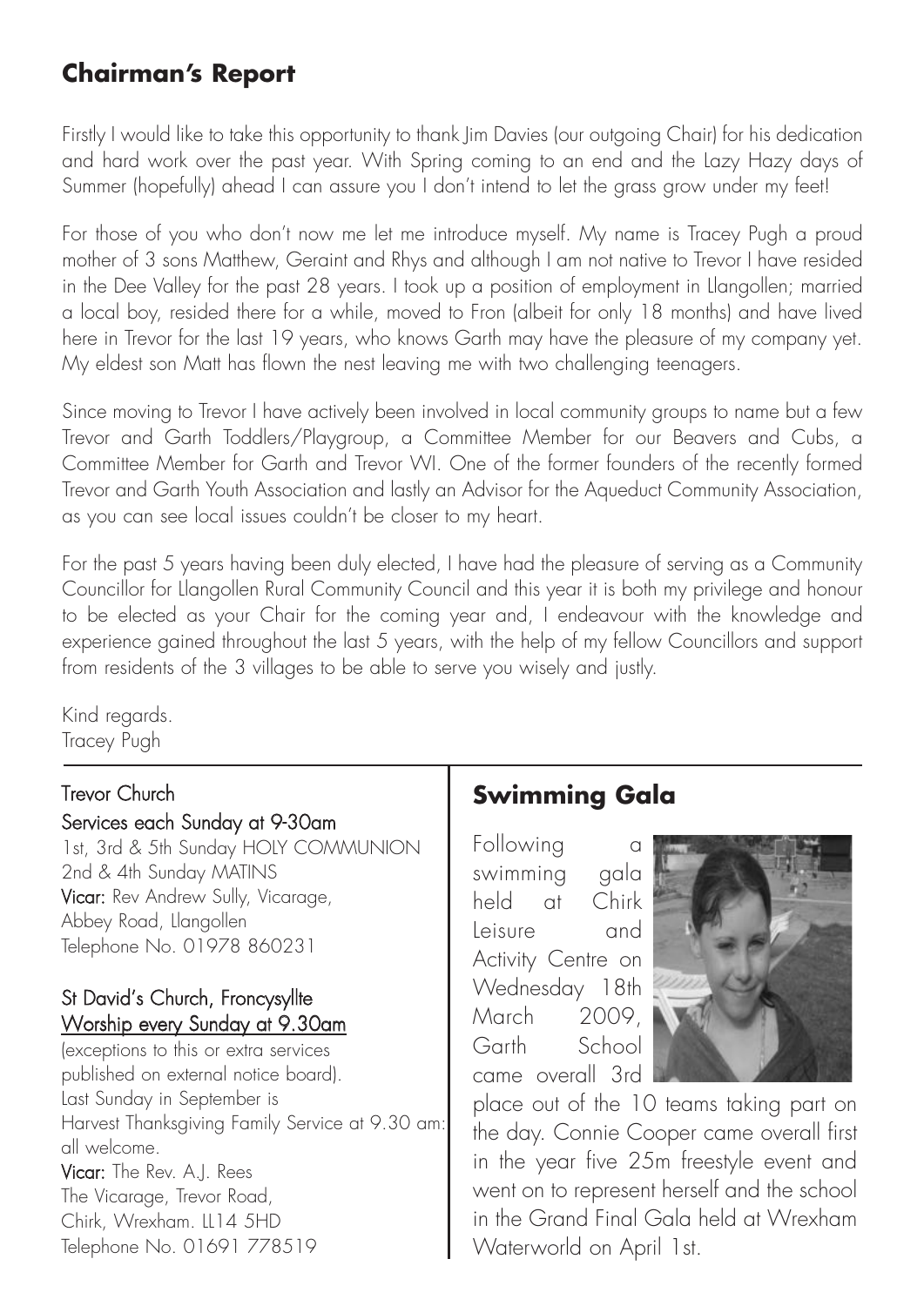## Chairman's Report

Firstly I would like to take this opportunity to thank Jim Davies (our outgoing Chair) for his dedication and hard work over the past year. With Spring coming to an end and the Lazy Hazy days of Summer (hopefully) ahead I can assure you I don't intend to let the grass grow under my feet!

For those of you who don't now me let me introduce myself. My name is Tracey Pugh a proud mother of 3 sons Matthew, Geraint and Rhys and although I am not native to Trevor I have resided in the Dee Valley for the past 28 years. I took up a position of employment in Llangollen; married a local boy, resided there for a while, moved to Fron (albeit for only 18 months) and have lived here in Trevor for the last 19 years, who knows Garth may have the pleasure of my company yet. My eldest son Matt has flown the nest leaving me with two challenging teenagers.

Since moving to Trevor I have actively been involved in local community groups to name but a few Trevor and Garth Toddlers/Playgroup, a Committee Member for our Beavers and Cubs, a Committee Member for Garth and Trevor WI. One of the former founders of the recently formed Trevor and Garth Youth Association and lastly an Advisor for the Aqueduct Community Association, as you can see local issues couldn't be closer to my heart.

For the past 5 years having been duly elected, I have had the pleasure of serving as a Community Councillor for Llangollen Rural Community Council and this year it is both my privilege and honour to be elected as your Chair for the coming year and, I endeavour with the knowledge and experience gained throughout the last 5 years, with the help of my fellow Councillors and support from residents of the 3 villages to be able to serve you wisely and justly.

Kind regards.
Tracey Pugh

---

**Trevor Church**

**Services each Sunday at 9-30am**

1st, 3rd & 5th Sunday HOLY COMMUNION
2nd & 4th Sunday MATINS
**Vicar:** Rev Andrew Sully, Vicarage, Abbey Road, Llangollen
Telephone No. 01978 860231

**St David's Church, Froncysyllte**

**Worship every Sunday at 9.30am**

(exceptions to this or extra services published on external notice board).
Last Sunday in September is Harvest Thanksgiving Family Service at 9.30 am: all welcome.
**Vicar:** The Rev. A.J. Rees
The Vicarage, Trevor Road, Chirk, Wrexham. LL14 5HD
Telephone No. 01691 778519

## Swimming Gala

Following a swimming gala held at Chirk Leisure and Activity Centre on Wednesday 18th March 2009, Garth School came overall 3rd place out of the 10 teams taking part on the day. Connie Cooper came overall first in the year five 25m freestyle event and went on to represent herself and the school in the Grand Final Gala held at Wrexham Waterworld on April 1st.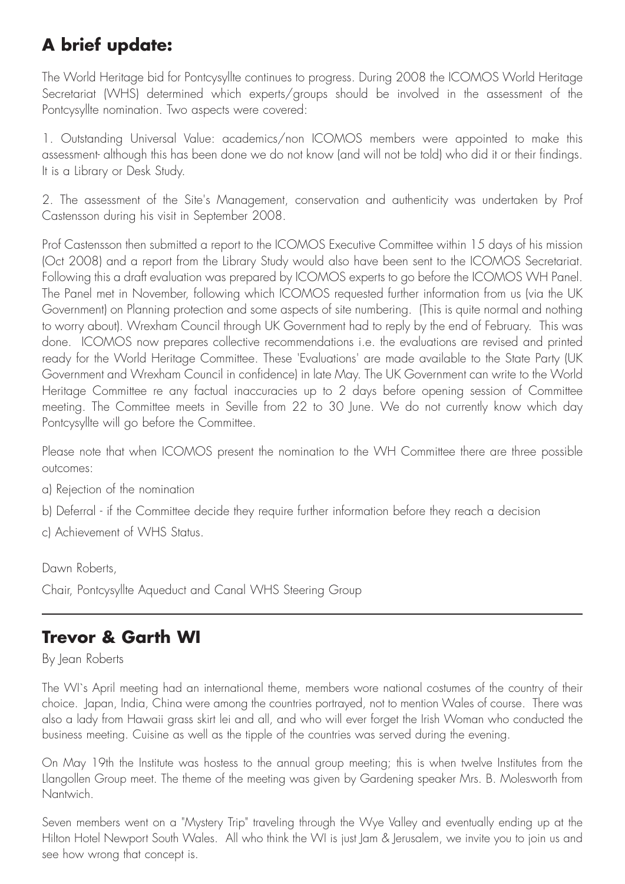## A brief update:

The World Heritage bid for Pontcysyllte continues to progress. During 2008 the ICOMOS World Heritage Secretariat (WHS) determined which experts/groups should be involved in the assessment of the Pontcysyllte nomination. Two aspects were covered:

1. Outstanding Universal Value: academics/non ICOMOS members were appointed to make this assessment- although this has been done we do not know (and will not be told) who did it or their findings. It is a Library or Desk Study.

2. The assessment of the Site's Management, conservation and authenticity was undertaken by Prof Castensson during his visit in September 2008.

Prof Castensson then submitted a report to the ICOMOS Executive Committee within 15 days of his mission (Oct 2008) and a report from the Library Study would also have been sent to the ICOMOS Secretariat. Following this a draft evaluation was prepared by ICOMOS experts to go before the ICOMOS WH Panel. The Panel met in November, following which ICOMOS requested further information from us (via the UK Government) on Planning protection and some aspects of site numbering. (This is quite normal and nothing to worry about). Wrexham Council through UK Government had to reply by the end of February. This was done. ICOMOS now prepares collective recommendations i.e. the evaluations are revised and printed ready for the World Heritage Committee. These 'Evaluations' are made available to the State Party (UK Government and Wrexham Council in confidence) in late May. The UK Government can write to the World Heritage Committee re any factual inaccuracies up to 2 days before opening session of Committee meeting. The Committee meets in Seville from 22 to 30 June. We do not currently know which day Pontcysyllte will go before the Committee.

Please note that when ICOMOS present the nomination to the WH Committee there are three possible outcomes:

a) Rejection of the nomination

b) Deferral - if the Committee decide they require further information before they reach a decision

c) Achievement of WHS Status.

Dawn Roberts,

Chair, Pontcysyllte Aqueduct and Canal WHS Steering Group

---

## Trevor & Garth WI

By Jean Roberts

The WI`s April meeting had an international theme, members wore national costumes of the country of their choice. Japan, India, China were among the countries portrayed, not to mention Wales of course. There was also a lady from Hawaii grass skirt lei and all, and who will ever forget the Irish Woman who conducted the business meeting. Cuisine as well as the tipple of the countries was served during the evening.

On May 19th the Institute was hostess to the annual group meeting; this is when twelve Institutes from the Llangollen Group meet. The theme of the meeting was given by Gardening speaker Mrs. B. Molesworth from Nantwich.

Seven members went on a "Mystery Trip" traveling through the Wye Valley and eventually ending up at the Hilton Hotel Newport South Wales. All who think the WI is just Jam & Jerusalem, we invite you to join us and see how wrong that concept is.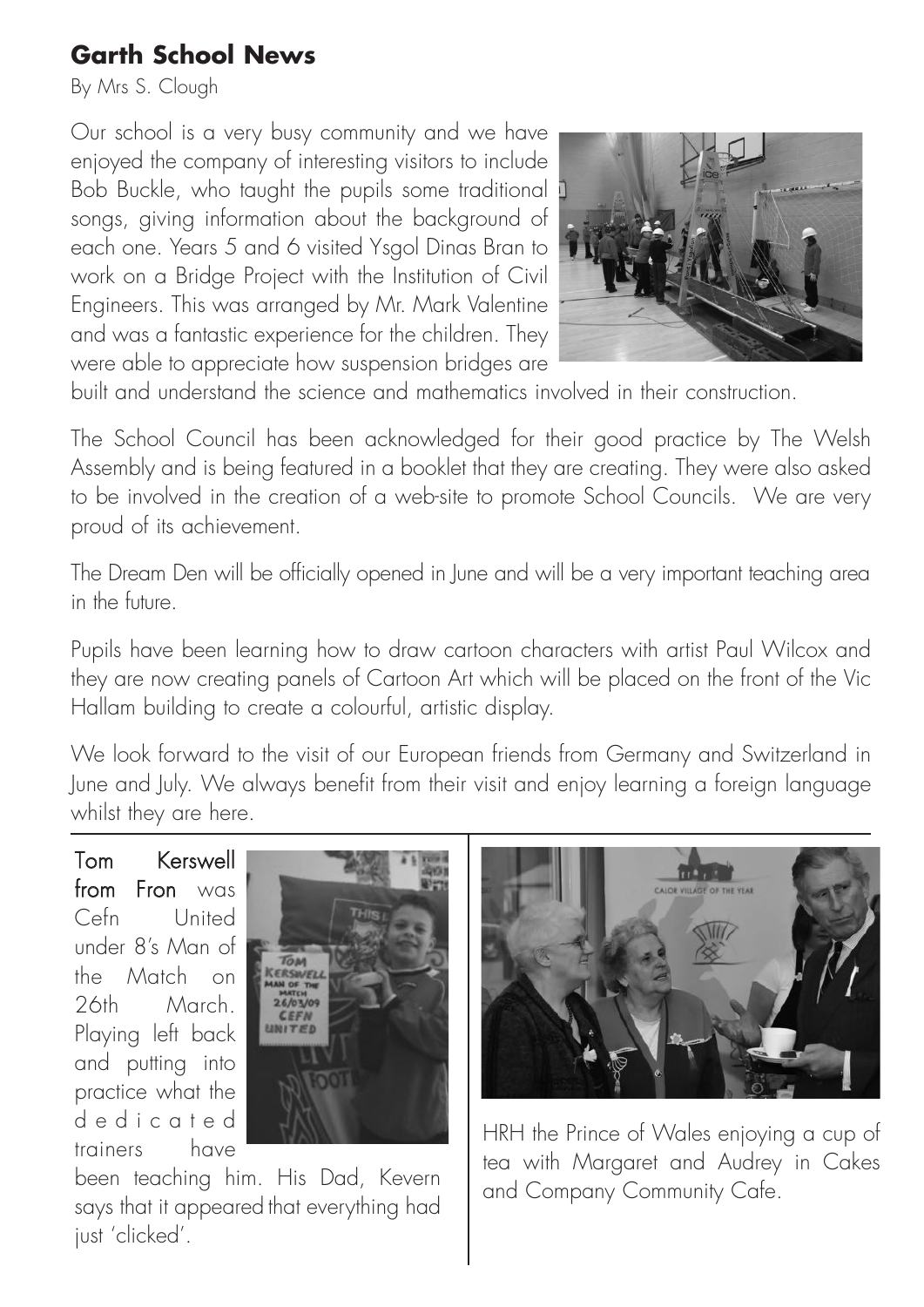## Garth School News

By Mrs S. Clough

Our school is a very busy community and we have enjoyed the company of interesting visitors to include Bob Buckle, who taught the pupils some traditional songs, giving information about the background of each one. Years 5 and 6 visited Ysgol Dinas Bran to work on a Bridge Project with the Institution of Civil Engineers. This was arranged by Mr. Mark Valentine and was a fantastic experience for the children. They were able to appreciate how suspension bridges are built and understand the science and mathematics involved in their construction.

The School Council has been acknowledged for their good practice by The Welsh Assembly and is being featured in a booklet that they are creating. They were also asked to be involved in the creation of a web-site to promote School Councils. We are very proud of its achievement.

The Dream Den will be officially opened in June and will be a very important teaching area in the future.

Pupils have been learning how to draw cartoon characters with artist Paul Wilcox and they are now creating panels of Cartoon Art which will be placed on the front of the Vic Hallam building to create a colourful, artistic display.

We look forward to the visit of our European friends from Germany and Switzerland in June and July. We always benefit from their visit and enjoy learning a foreign language whilst they are here.

**Tom Kerswell from Fron** was Cefn United under 8's Man of the Match on 26th March. Playing left back and putting into practice what the dedicated trainers have been teaching him. His Dad, Kevern says that it appeared that everything had just 'clicked'.

HRH the Prince of Wales enjoying a cup of tea with Margaret and Audrey in Cakes and Company Community Cafe.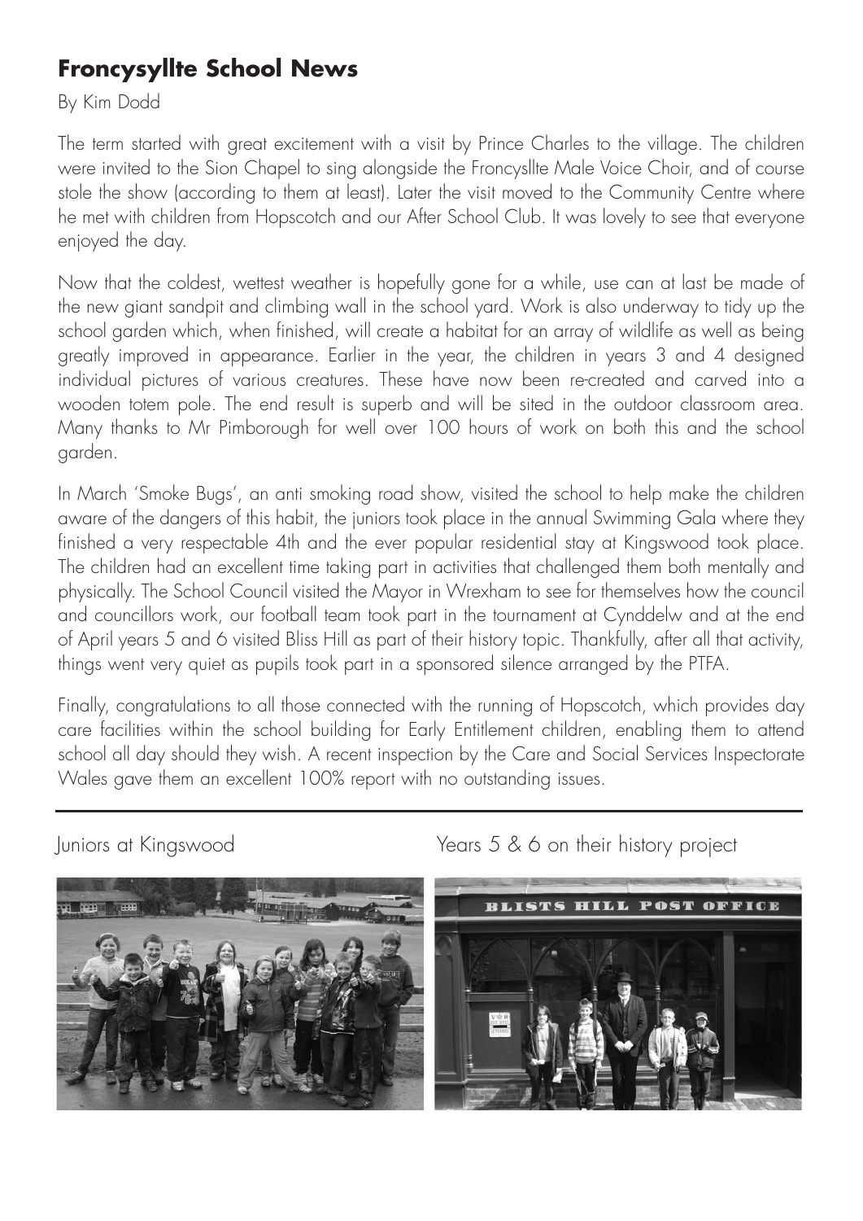## Froncysyllte School News

By Kim Dodd

The term started with great excitement with a visit by Prince Charles to the village. The children were invited to the Sion Chapel to sing alongside the Froncysllte Male Voice Choir, and of course stole the show (according to them at least). Later the visit moved to the Community Centre where he met with children from Hopscotch and our After School Club. It was lovely to see that everyone enjoyed the day.

Now that the coldest, wettest weather is hopefully gone for a while, use can at last be made of the new giant sandpit and climbing wall in the school yard. Work is also underway to tidy up the school garden which, when finished, will create a habitat for an array of wildlife as well as being greatly improved in appearance. Earlier in the year, the children in years 3 and 4 designed individual pictures of various creatures. These have now been re-created and carved into a wooden totem pole. The end result is superb and will be sited in the outdoor classroom area. Many thanks to Mr Pimborough for well over 100 hours of work on both this and the school garden.

In March 'Smoke Bugs', an anti smoking road show, visited the school to help make the children aware of the dangers of this habit, the juniors took place in the annual Swimming Gala where they finished a very respectable 4th and the ever popular residential stay at Kingswood took place. The children had an excellent time taking part in activities that challenged them both mentally and physically. The School Council visited the Mayor in Wrexham to see for themselves how the council and councillors work, our football team took part in the tournament at Cynddelw and at the end of April years 5 and 6 visited Bliss Hill as part of their history topic. Thankfully, after all that activity, things went very quiet as pupils took part in a sponsored silence arranged by the PTFA.

Finally, congratulations to all those connected with the running of Hopscotch, which provides day care facilities within the school building for Early Entitlement children, enabling them to attend school all day should they wish. A recent inspection by the Care and Social Services Inspectorate Wales gave them an excellent 100% report with no outstanding issues.

Juniors at Kingswood

Years 5 & 6 on their history project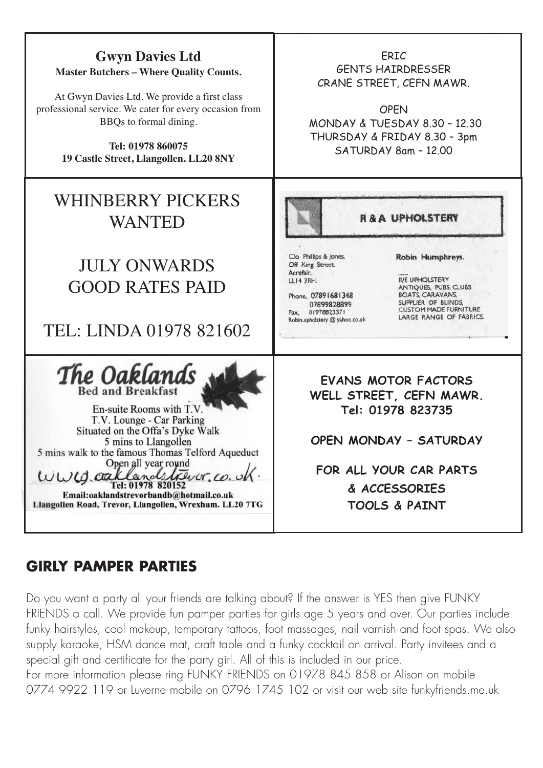**Gwyn Davies Ltd**
**Master Butchers – Where Quality Counts.**

At Gwyn Davies Ltd. We provide a first class professional service. We cater for every occasion from BBQs to formal dining.

**Tel: 01978 860075**
**19 Castle Street, Llangollen. LL20 8NY**

ERIC
GENTS HAIRDRESSER
CRANE STREET, CEFN MAWR.

OPEN
MONDAY & TUESDAY 8.30 – 12.30
THURSDAY & FRIDAY 8.30 – 3pm
SATURDAY 8am – 12.00

WHINBERRY PICKERS WANTED

JULY ONWARDS
GOOD RATES PAID

TEL: LINDA 01978 821602

**R & A UPHOLSTERY**

C/o Phillips & Jones,
Off King Street,
Acrefair,
LL14 3RH.

Phone. 07891681348
07899828899
Fax. 01978823371
Robin.upholstery@yahoo.co.uk

**Robin Humphreys.**

R/E UPHOLSTERY
ANTIQUES, PUBS, CLUBS
BOATS, CARAVANS,
SUPPLIER OF BLINDS,
CUSTOM MADE FURNITURE
LARGE RANGE OF FABRICS.

**The Oaklands**
**Bed and Breakfast**

En-suite Rooms with T.V.
T.V. Lounge - Car Parking
Situated on the Offa's Dyke Walk
5 mins to Llangollen
5 mins walk to the famous Thomas Telford Aqueduct
Open all year round
www.oaklandstrevor.co.uk
**Tel: 01978 820152**
**Email:oaklandstrevorbandb@hotmail.co.uk**
**Llangollen Road, Trevor, Llangollen, Wrexham. LL20 7TG**

**EVANS MOTOR FACTORS**
**WELL STREET, CEFN MAWR.**
**Tel: 01978 823735**

**OPEN MONDAY – SATURDAY**

**FOR ALL YOUR CAR PARTS**
**& ACCESSORIES**
**TOOLS & PAINT**

## GIRLY PAMPER PARTIES

Do you want a party all your friends are talking about? If the answer is YES then give FUNKY FRIENDS a call. We provide fun pamper parties for girls age 5 years and over. Our parties include funky hairstyles, cool makeup, temporary tattoos, foot massages, nail varnish and foot spas. We also supply karaoke, HSM dance mat, craft table and a funky cocktail on arrival. Party invitees and a special gift and certificate for the party girl. All of this is included in our price.
For more information please ring FUNKY FRIENDS on 01978 845 858 or Alison on mobile 0774 9922 119 or Luverne mobile on 0796 1745 102 or visit our web site funkyfriends.me.uk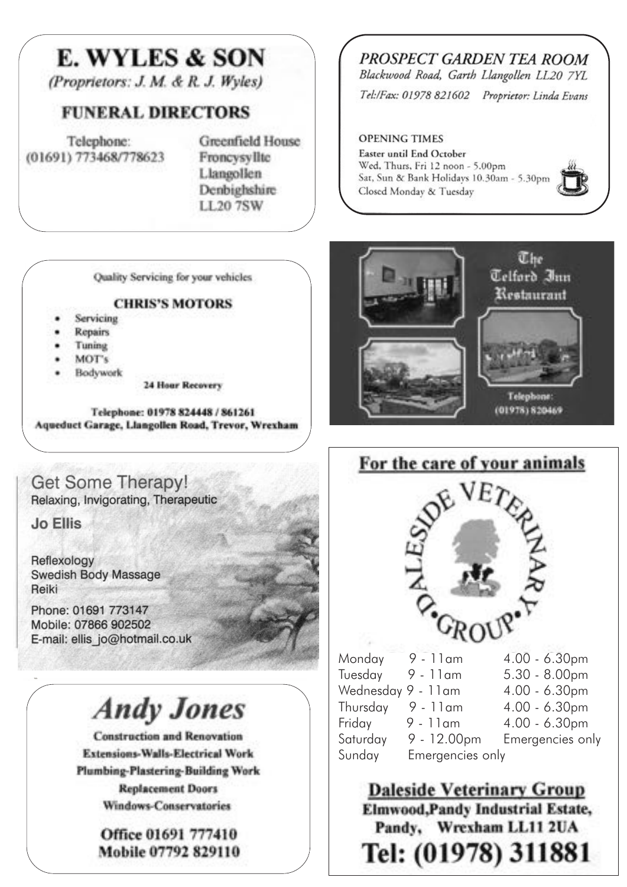# E. WYLES & SON

*(Proprietors: J. M. & R. J. Wyles)*

## FUNERAL DIRECTORS

Telephone:
(01691) 773468/778623

Greenfield House
Froncysyllte
Llangollen
Denbighshire
LL20 7SW

---

*PROSPECT GARDEN TEA ROOM*

*Blackwood Road, Garth Llangollen LL20 7YL*

*Tel:/Fax: 01978 821602 Proprietor: Linda Evans*

OPENING TIMES

**Easter until End October**

Wed, Thurs, Fri 12 noon - 5.00pm
Sat, Sun & Bank Holidays 10.30am - 5.30pm
Closed Monday & Tuesday

---

Quality Servicing for your vehicles

**CHRIS'S MOTORS**

- Servicing
- Repairs
- Tuning
- MOT's
- Bodywork

**24 Hour Recovery**

**Telephone: 01978 824448 / 861261**
**Aqueduct Garage, Llangollen Road, Trevor, Wrexham**

---

The Telford Inn Restaurant

Telephone:
(01978) 820469

---

Get Some Therapy!

Relaxing, Invigorating, Therapeutic

**Jo Ellis**

Reflexology
Swedish Body Massage
Reiki

Phone: 01691 773147
Mobile: 07866 902502
E-mail: ellis_jo@hotmail.co.uk

---

**For the care of your animals**

DALESIDE VETERINARY GROUP

| | | |
|---|---|---|
| Monday | 9 - 11am | 4.00 - 6.30pm |
| Tuesday | 9 - 11am | 5.30 - 8.00pm |
| Wednesday | 9 - 11am | 4.00 - 6.30pm |
| Thursday | 9 - 11am | 4.00 - 6.30pm |
| Friday | 9 - 11am | 4.00 - 6.30pm |
| Saturday | 9 - 12.00pm | Emergencies only |
| Sunday | Emergencies only | |

**Daleside Veterinary Group**
**Elmwood,Pandy Industrial Estate,**
**Pandy, Wrexham LL11 2UA**
**Tel: (01978) 311881**

---

# *Andy Jones*

**Construction and Renovation**
**Extensions-Walls-Electrical Work**
**Plumbing-Plastering-Building Work**
**Replacement Doors**
**Windows-Conservatories**

**Office 01691 777410**
**Mobile 07792 829110**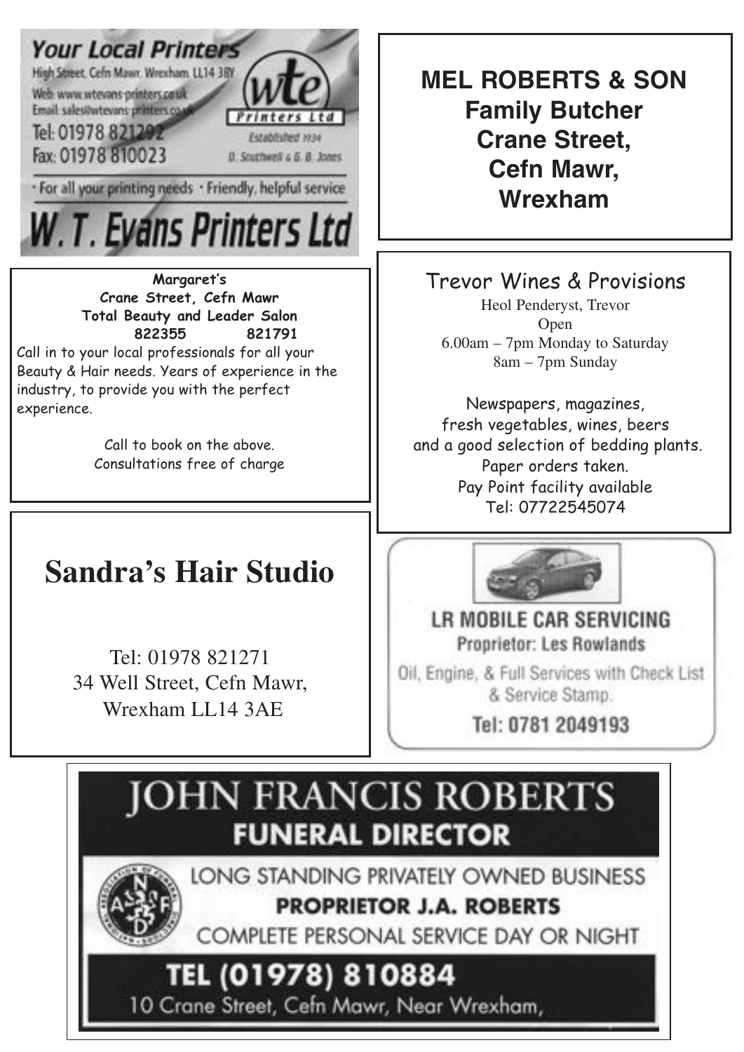**Your Local Printers**

High Street, Cefn Mawr, Wrexham, LL14 3BY

Web: www.wtevans-printers.co.uk

Email: sales@wtevans-printers.co.uk

Tel: 01978 821292

Fax: 01978 810023

wte Printers Ltd

Established 1934

D. Southwell & G. B. Jones

· For all your printing needs · Friendly, helpful service

**W. T. Evans Printers Ltd**

---

**MEL ROBERTS & SON**
**Family Butcher**
**Crane Street,**
**Cefn Mawr,**
**Wrexham**

---

**Margaret's**
**Crane Street, Cefn Mawr**
**Total Beauty and Leader Salon**
**822355 821791**

Call in to your local professionals for all your Beauty & Hair needs. Years of experience in the industry, to provide you with the perfect experience.

Call to book on the above.
Consultations free of charge

---

Trevor Wines & Provisions

Heol Penderyst, Trevor
Open
6.00am – 7pm Monday to Saturday
8am – 7pm Sunday

Newspapers, magazines,
fresh vegetables, wines, beers
and a good selection of bedding plants.
Paper orders taken.
Pay Point facility available
Tel: 07722545074

---

# Sandra's Hair Studio

Tel: 01978 821271
34 Well Street, Cefn Mawr,
Wrexham LL14 3AE

---

**LR MOBILE CAR SERVICING**
**Proprietor: Les Rowlands**

Oil, Engine, & Full Services with Check List & Service Stamp.

**Tel: 0781 2049193**

---

# JOHN FRANCIS ROBERTS
**FUNERAL DIRECTOR**

LONG STANDING PRIVATELY OWNED BUSINESS
**PROPRIETOR J.A. ROBERTS**
COMPLETE PERSONAL SERVICE DAY OR NIGHT

**TEL (01978) 810884**
10 Crane Street, Cefn Mawr, Near Wrexham,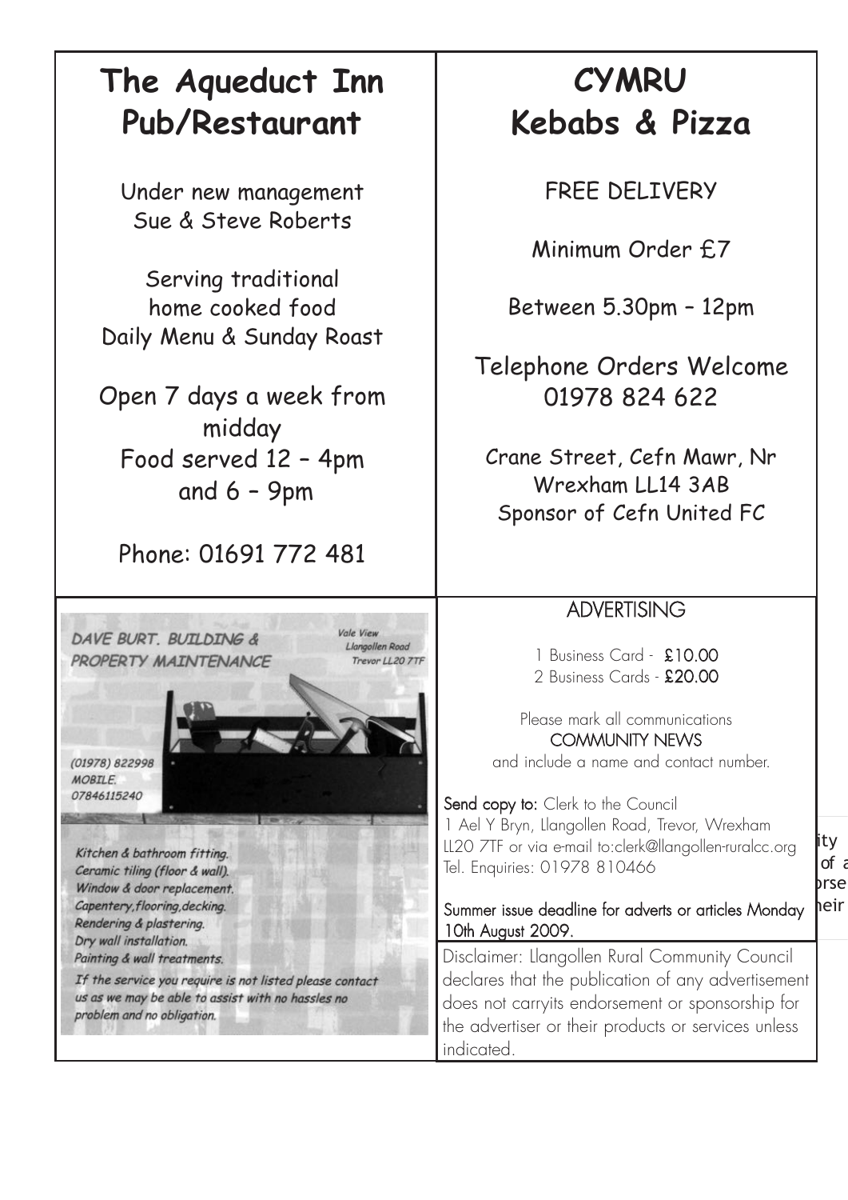# The Aqueduct Inn Pub/Restaurant

Under new management
Sue & Steve Roberts

Serving traditional
home cooked food
Daily Menu & Sunday Roast

Open 7 days a week from midday
Food served 12 – 4pm
and 6 – 9pm

Phone: 01691 772 481

# CYMRU Kebabs & Pizza

FREE DELIVERY

Minimum Order £7

Between 5.30pm – 12pm

Telephone Orders Welcome
01978 824 622

Crane Street, Cefn Mawr, Nr Wrexham LL14 3AB
Sponsor of Cefn United FC

*DAVE BURT. BUILDING & PROPERTY MAINTENANCE*

*Vale View*
*Llangollen Road*
*Trevor LL20 7TF*

*(01978) 822998*
*MOBILE.*
*07846115240*

*Kitchen & bathroom fitting.*
*Ceramic tiling (floor & wall).*
*Window & door replacement.*
*Capentery,flooring,decking.*
*Rendering & plastering.*
*Dry wall installation.*
*Painting & wall treatments.*

*If the service you require is not listed please contact us as we may be able to assist with no hassles no problem and no obligation.*

## ADVERTISING

1 Business Card - **£10.00**
2 Business Cards - **£20.00**

Please mark all communications
COMMUNITY NEWS
and include a name and contact number.

**Send copy to:** Clerk to the Council
1 Ael Y Bryn, Llangollen Road, Trevor, Wrexham LL20 7TF or via e-mail to:clerk@llangollen-ruralcc.org
Tel. Enquiries: 01978 810466

Summer issue deadline for adverts or articles Monday 10th August 2009.

Disclaimer: Llangollen Rural Community Council declares that the publication of any advertisement does not carryits endorsement or sponsorship for the advertiser or their products or services unless indicated.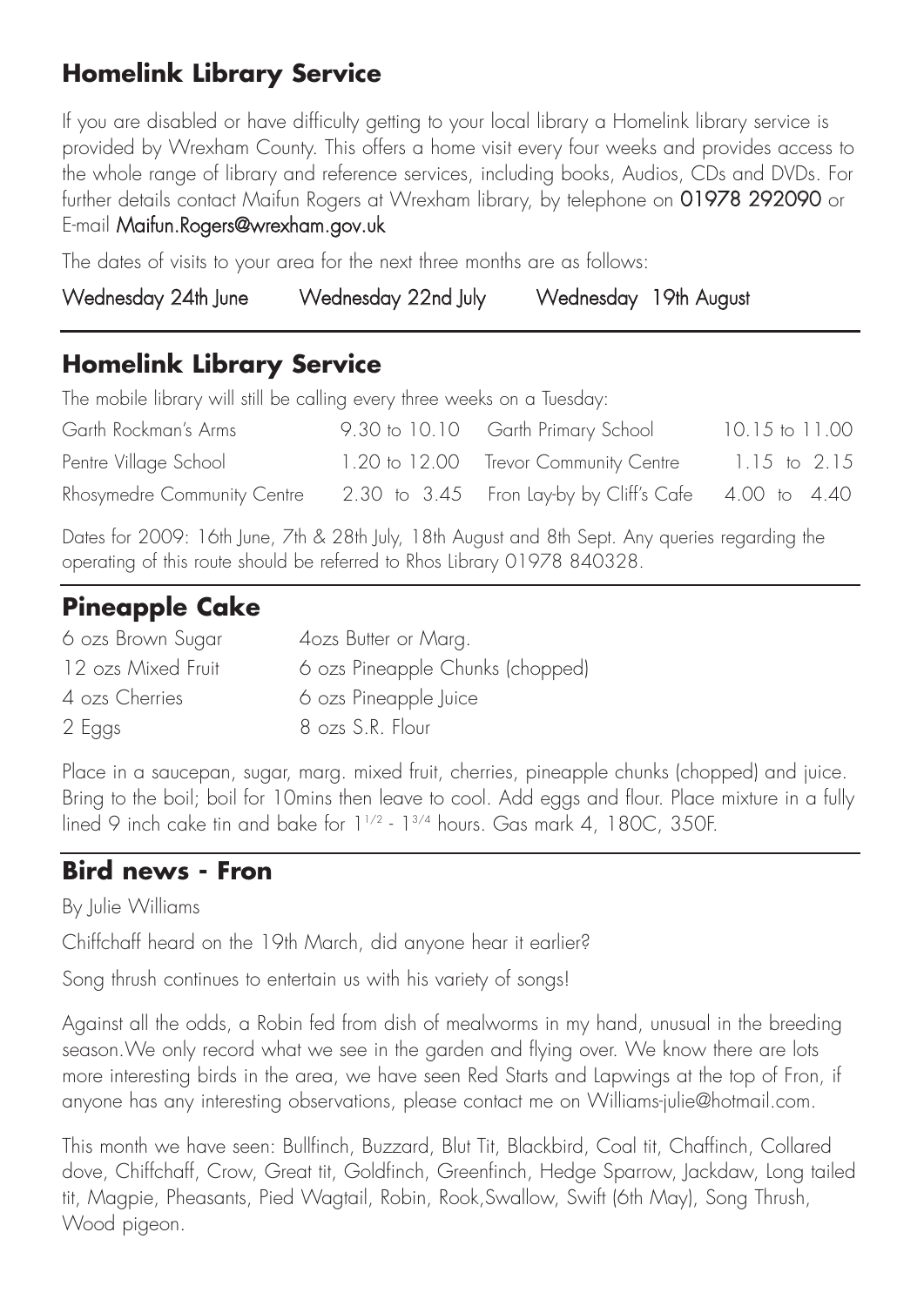## Homelink Library Service

If you are disabled or have difficulty getting to your local library a Homelink library service is provided by Wrexham County. This offers a home visit every four weeks and provides access to the whole range of library and reference services, including books, Audios, CDs and DVDs. For further details contact Maifun Rogers at Wrexham library, by telephone on **01978 292090** or E-mail **Maifun.Rogers@wrexham.gov.uk**

The dates of visits to your area for the next three months are as follows:

Wednesday 24th June  Wednesday 22nd July  Wednesday 19th August

## Homelink Library Service

The mobile library will still be calling every three weeks on a Tuesday:

| | | | |
|---|---|---|---|
| Garth Rockman's Arms | 9.30 to 10.10 | Garth Primary School | 10.15 to 11.00 |
| Pentre Village School | 1.20 to 12.00 | Trevor Community Centre | 1.15 to 2.15 |
| Rhosymedre Community Centre | 2.30 to 3.45 | Fron Lay-by by Cliff's Cafe | 4.00 to 4.40 |

Dates for 2009: 16th June, 7th & 28th July, 18th August and 8th Sept. Any queries regarding the operating of this route should be referred to Rhos Library 01978 840328.

## Pineapple Cake

| | |
|---|---|
| 6 ozs Brown Sugar | 4ozs Butter or Marg. |
| 12 ozs Mixed Fruit | 6 ozs Pineapple Chunks (chopped) |
| 4 ozs Cherries | 6 ozs Pineapple Juice |
| 2 Eggs | 8 ozs S.R. Flour |

Place in a saucepan, sugar, marg. mixed fruit, cherries, pineapple chunks (chopped) and juice. Bring to the boil; boil for 10mins then leave to cool. Add eggs and flour. Place mixture in a fully lined 9 inch cake tin and bake for 1 1/2 - 1 3/4 hours. Gas mark 4, 180C, 350F.

## Bird news - Fron

By Julie Williams

Chiffchaff heard on the 19th March, did anyone hear it earlier?

Song thrush continues to entertain us with his variety of songs!

Against all the odds, a Robin fed from dish of mealworms in my hand, unusual in the breeding season.We only record what we see in the garden and flying over. We know there are lots more interesting birds in the area, we have seen Red Starts and Lapwings at the top of Fron, if anyone has any interesting observations, please contact me on Williams-julie@hotmail.com.

This month we have seen: Bullfinch, Buzzard, Blut Tit, Blackbird, Coal tit, Chaffinch, Collared dove, Chiffchaff, Crow, Great tit, Goldfinch, Greenfinch, Hedge Sparrow, Jackdaw, Long tailed tit, Magpie, Pheasants, Pied Wagtail, Robin, Rook,Swallow, Swift (6th May), Song Thrush, Wood pigeon.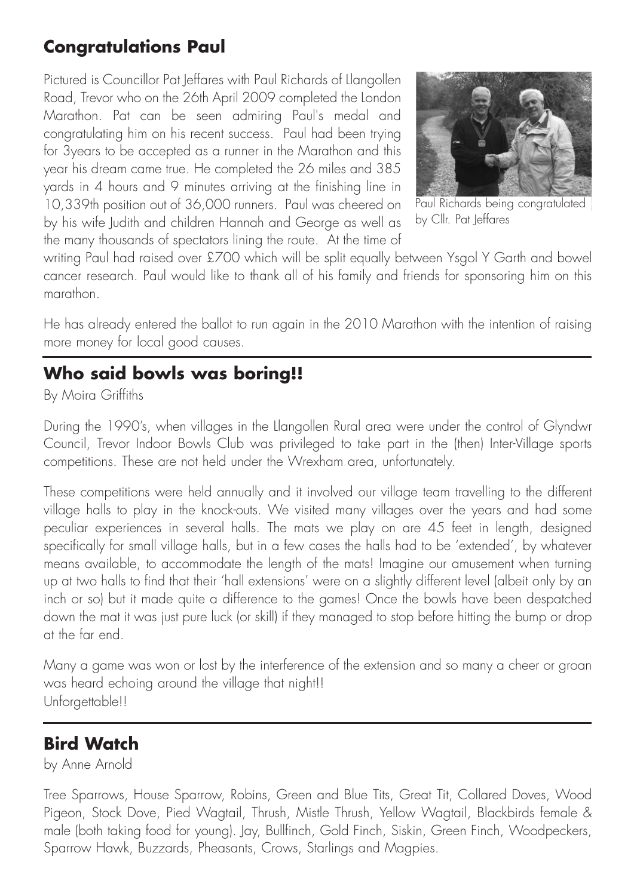## Congratulations Paul

Pictured is Councillor Pat Jeffares with Paul Richards of Llangollen Road, Trevor who on the 26th April 2009 completed the London Marathon. Pat can be seen admiring Paul's medal and congratulating him on his recent success. Paul had been trying for 3years to be accepted as a runner in the Marathon and this year his dream came true. He completed the 26 miles and 385 yards in 4 hours and 9 minutes arriving at the finishing line in 10,339th position out of 36,000 runners. Paul was cheered on by his wife Judith and children Hannah and George as well as the many thousands of spectators lining the route. At the time of writing Paul had raised over £700 which will be split equally between Ysgol Y Garth and bowel cancer research. Paul would like to thank all of his family and friends for sponsoring him on this marathon.

Paul Richards being congratulated by Cllr. Pat Jeffares

He has already entered the ballot to run again in the 2010 Marathon with the intention of raising more money for local good causes.

## Who said bowls was boring!!

By Moira Griffiths

During the 1990's, when villages in the Llangollen Rural area were under the control of Glyndwr Council, Trevor Indoor Bowls Club was privileged to take part in the (then) Inter-Village sports competitions. These are not held under the Wrexham area, unfortunately.

These competitions were held annually and it involved our village team travelling to the different village halls to play in the knock-outs. We visited many villages over the years and had some peculiar experiences in several halls. The mats we play on are 45 feet in length, designed specifically for small village halls, but in a few cases the halls had to be 'extended', by whatever means available, to accommodate the length of the mats! Imagine our amusement when turning up at two halls to find that their 'hall extensions' were on a slightly different level (albeit only by an inch or so) but it made quite a difference to the games! Once the bowls have been despatched down the mat it was just pure luck (or skill) if they managed to stop before hitting the bump or drop at the far end.

Many a game was won or lost by the interference of the extension and so many a cheer or groan was heard echoing around the village that night!!
Unforgettable!!

## Bird Watch

by Anne Arnold

Tree Sparrows, House Sparrow, Robins, Green and Blue Tits, Great Tit, Collared Doves, Wood Pigeon, Stock Dove, Pied Wagtail, Thrush, Mistle Thrush, Yellow Wagtail, Blackbirds female & male (both taking food for young). Jay, Bullfinch, Gold Finch, Siskin, Green Finch, Woodpeckers, Sparrow Hawk, Buzzards, Pheasants, Crows, Starlings and Magpies.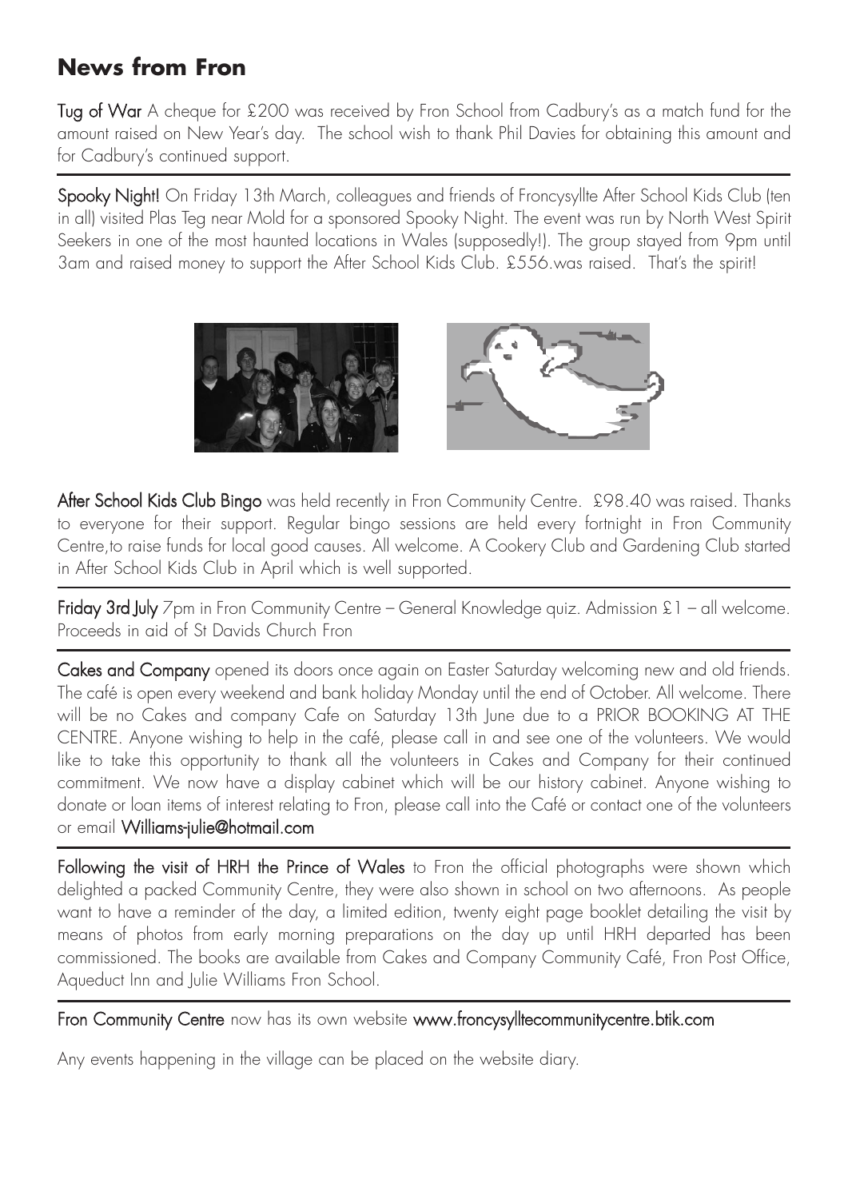## News from Fron

**Tug of War** A cheque for £200 was received by Fron School from Cadbury's as a match fund for the amount raised on New Year's day. The school wish to thank Phil Davies for obtaining this amount and for Cadbury's continued support.

**Spooky Night!** On Friday 13th March, colleagues and friends of Froncysyllte After School Kids Club (ten in all) visited Plas Teg near Mold for a sponsored Spooky Night. The event was run by North West Spirit Seekers in one of the most haunted locations in Wales (supposedly!). The group stayed from 9pm until 3am and raised money to support the After School Kids Club. £556.was raised. That's the spirit!

**After School Kids Club Bingo** was held recently in Fron Community Centre. £98.40 was raised. Thanks to everyone for their support. Regular bingo sessions are held every fortnight in Fron Community Centre,to raise funds for local good causes. All welcome. A Cookery Club and Gardening Club started in After School Kids Club in April which is well supported.

**Friday 3rd July** 7pm in Fron Community Centre – General Knowledge quiz. Admission £1 – all welcome. Proceeds in aid of St Davids Church Fron

**Cakes and Company** opened its doors once again on Easter Saturday welcoming new and old friends. The café is open every weekend and bank holiday Monday until the end of October. All welcome. There will be no Cakes and company Cafe on Saturday 13th June due to a PRIOR BOOKING AT THE CENTRE. Anyone wishing to help in the café, please call in and see one of the volunteers. We would like to take this opportunity to thank all the volunteers in Cakes and Company for their continued commitment. We now have a display cabinet which will be our history cabinet. Anyone wishing to donate or loan items of interest relating to Fron, please call into the Café or contact one of the volunteers or email **Williams-julie@hotmail.com**

**Following the visit of HRH the Prince of Wales** to Fron the official photographs were shown which delighted a packed Community Centre, they were also shown in school on two afternoons. As people want to have a reminder of the day, a limited edition, twenty eight page booklet detailing the visit by means of photos from early morning preparations on the day up until HRH departed has been commissioned. The books are available from Cakes and Company Community Café, Fron Post Office, Aqueduct Inn and Julie Williams Fron School.

**Fron Community Centre** now has its own website **www.froncysylltecommunitycentre.btik.com**

Any events happening in the village can be placed on the website diary.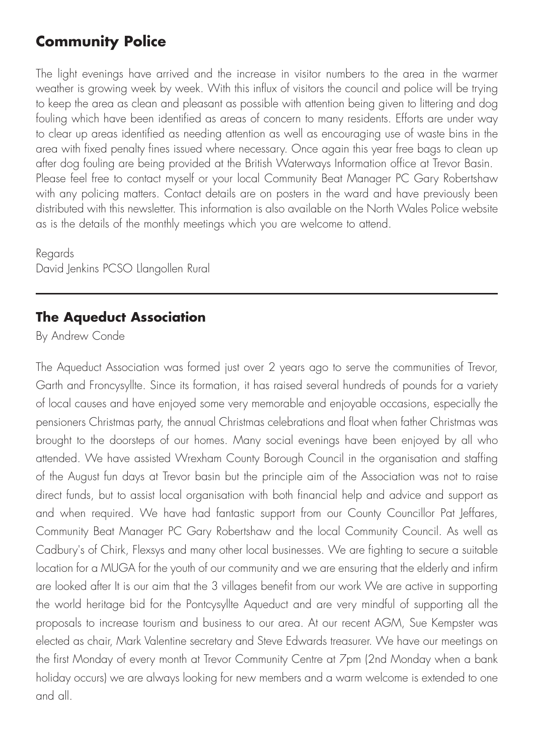## Community Police

The light evenings have arrived and the increase in visitor numbers to the area in the warmer weather is growing week by week. With this influx of visitors the council and police will be trying to keep the area as clean and pleasant as possible with attention being given to littering and dog fouling which have been identified as areas of concern to many residents. Efforts are under way to clear up areas identified as needing attention as well as encouraging use of waste bins in the area with fixed penalty fines issued where necessary. Once again this year free bags to clean up after dog fouling are being provided at the British Waterways Information office at Trevor Basin. Please feel free to contact myself or your local Community Beat Manager PC Gary Robertshaw with any policing matters. Contact details are on posters in the ward and have previously been distributed with this newsletter. This information is also available on the North Wales Police website as is the details of the monthly meetings which you are welcome to attend.

Regards
David Jenkins PCSO Llangollen Rural

---

## The Aqueduct Association

By Andrew Conde

The Aqueduct Association was formed just over 2 years ago to serve the communities of Trevor, Garth and Froncysyllte. Since its formation, it has raised several hundreds of pounds for a variety of local causes and have enjoyed some very memorable and enjoyable occasions, especially the pensioners Christmas party, the annual Christmas celebrations and float when father Christmas was brought to the doorsteps of our homes. Many social evenings have been enjoyed by all who attended. We have assisted Wrexham County Borough Council in the organisation and staffing of the August fun days at Trevor basin but the principle aim of the Association was not to raise direct funds, but to assist local organisation with both financial help and advice and support as and when required. We have had fantastic support from our County Councillor Pat Jeffares, Community Beat Manager PC Gary Robertshaw and the local Community Council. As well as Cadbury's of Chirk, Flexsys and many other local businesses. We are fighting to secure a suitable location for a MUGA for the youth of our community and we are ensuring that the elderly and infirm are looked after It is our aim that the 3 villages benefit from our work We are active in supporting the world heritage bid for the Pontcysyllte Aqueduct and are very mindful of supporting all the proposals to increase tourism and business to our area. At our recent AGM, Sue Kempster was elected as chair, Mark Valentine secretary and Steve Edwards treasurer. We have our meetings on the first Monday of every month at Trevor Community Centre at 7pm (2nd Monday when a bank holiday occurs) we are always looking for new members and a warm welcome is extended to one and all.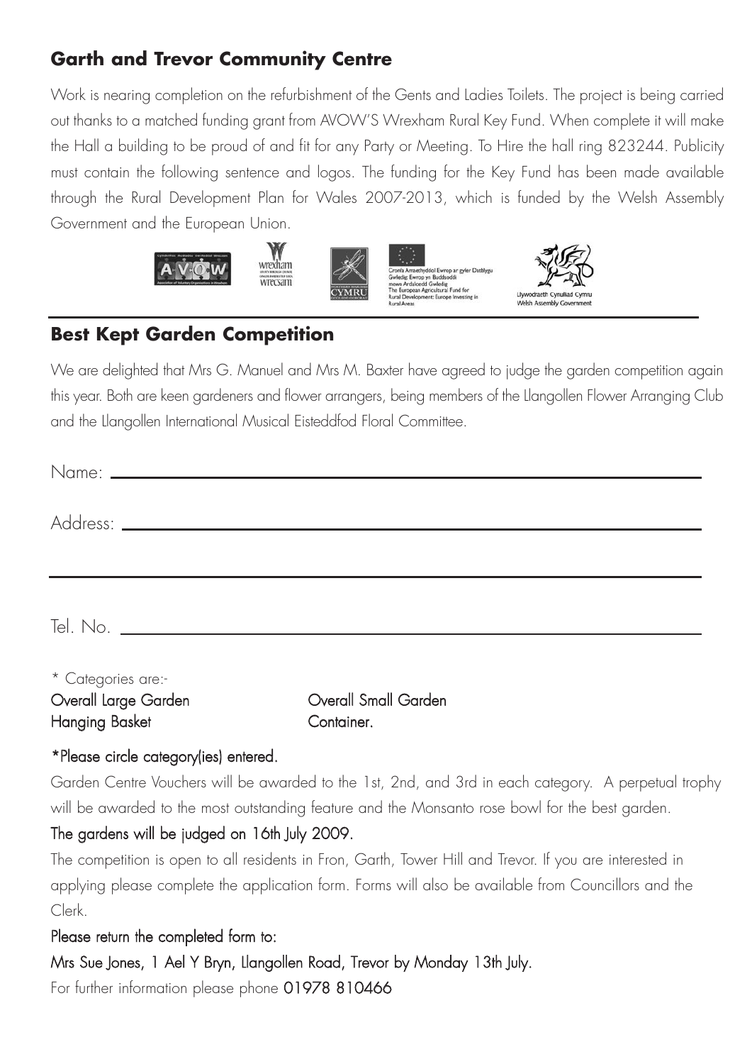## Garth and Trevor Community Centre

Work is nearing completion on the refurbishment of the Gents and Ladies Toilets. The project is being carried out thanks to a matched funding grant from AVOW'S Wrexham Rural Key Fund. When complete it will make the Hall a building to be proud of and fit for any Party or Meeting. To Hire the hall ring 823244. Publicity must contain the following sentence and logos. The funding for the Key Fund has been made available through the Rural Development Plan for Wales 2007-2013, which is funded by the Welsh Assembly Government and the European Union.

## Best Kept Garden Competition

We are delighted that Mrs G. Manuel and Mrs M. Baxter have agreed to judge the garden competition again this year. Both are keen gardeners and flower arrangers, being members of the Llangollen Flower Arranging Club and the Llangollen International Musical Eisteddfod Floral Committee.

Name: ______________________________

Address: ______________________________

______________________________

Tel. No. ______________________________

* Categories are:-

Overall Large Garden    Overall Small Garden

Hanging Basket    Container.

*Please circle category(ies) entered.

Garden Centre Vouchers will be awarded to the 1st, 2nd, and 3rd in each category. A perpetual trophy will be awarded to the most outstanding feature and the Monsanto rose bowl for the best garden.

The gardens will be judged on 16th July 2009.

The competition is open to all residents in Fron, Garth, Tower Hill and Trevor. If you are interested in applying please complete the application form. Forms will also be available from Councillors and the Clerk.

Please return the completed form to:

Mrs Sue Jones, 1 Ael Y Bryn, Llangollen Road, Trevor by Monday 13th July.

For further information please phone 01978 810466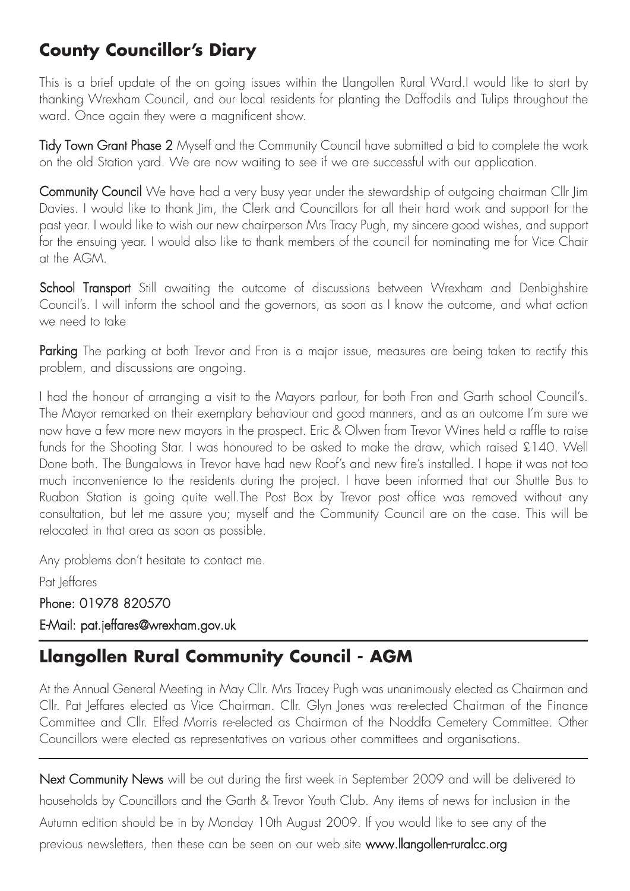## County Councillor's Diary

This is a brief update of the on going issues within the Llangollen Rural Ward.I would like to start by thanking Wrexham Council, and our local residents for planting the Daffodils and Tulips throughout the ward. Once again they were a magnificent show.

**Tidy Town Grant Phase 2** Myself and the Community Council have submitted a bid to complete the work on the old Station yard. We are now waiting to see if we are successful with our application.

**Community Council** We have had a very busy year under the stewardship of outgoing chairman Cllr Jim Davies. I would like to thank Jim, the Clerk and Councillors for all their hard work and support for the past year. I would like to wish our new chairperson Mrs Tracy Pugh, my sincere good wishes, and support for the ensuing year. I would also like to thank members of the council for nominating me for Vice Chair at the AGM.

**School Transport** Still awaiting the outcome of discussions between Wrexham and Denbighshire Council's. I will inform the school and the governors, as soon as I know the outcome, and what action we need to take

**Parking** The parking at both Trevor and Fron is a major issue, measures are being taken to rectify this problem, and discussions are ongoing.

I had the honour of arranging a visit to the Mayors parlour, for both Fron and Garth school Council's. The Mayor remarked on their exemplary behaviour and good manners, and as an outcome I'm sure we now have a few more new mayors in the prospect. Eric & Olwen from Trevor Wines held a raffle to raise funds for the Shooting Star. I was honoured to be asked to make the draw, which raised £140. Well Done both. The Bungalows in Trevor have had new Roof's and new fire's installed. I hope it was not too much inconvenience to the residents during the project. I have been informed that our Shuttle Bus to Ruabon Station is going quite well.The Post Box by Trevor post office was removed without any consultation, but let me assure you; myself and the Community Council are on the case. This will be relocated in that area as soon as possible.

Any problems don't hesitate to contact me.

Pat Jeffares

Phone: 01978 820570

E-Mail: pat.jeffares@wrexham.gov.uk

## Llangollen Rural Community Council - AGM

At the Annual General Meeting in May Cllr. Mrs Tracey Pugh was unanimously elected as Chairman and Cllr. Pat Jeffares elected as Vice Chairman. Cllr. Glyn Jones was re-elected Chairman of the Finance Committee and Cllr. Elfed Morris re-elected as Chairman of the Noddfa Cemetery Committee. Other Councillors were elected as representatives on various other committees and organisations.

**Next Community News** will be out during the first week in September 2009 and will be delivered to households by Councillors and the Garth & Trevor Youth Club. Any items of news for inclusion in the Autumn edition should be in by Monday 10th August 2009. If you would like to see any of the previous newsletters, then these can be seen on our web site **www.llangollen-ruralcc.org**